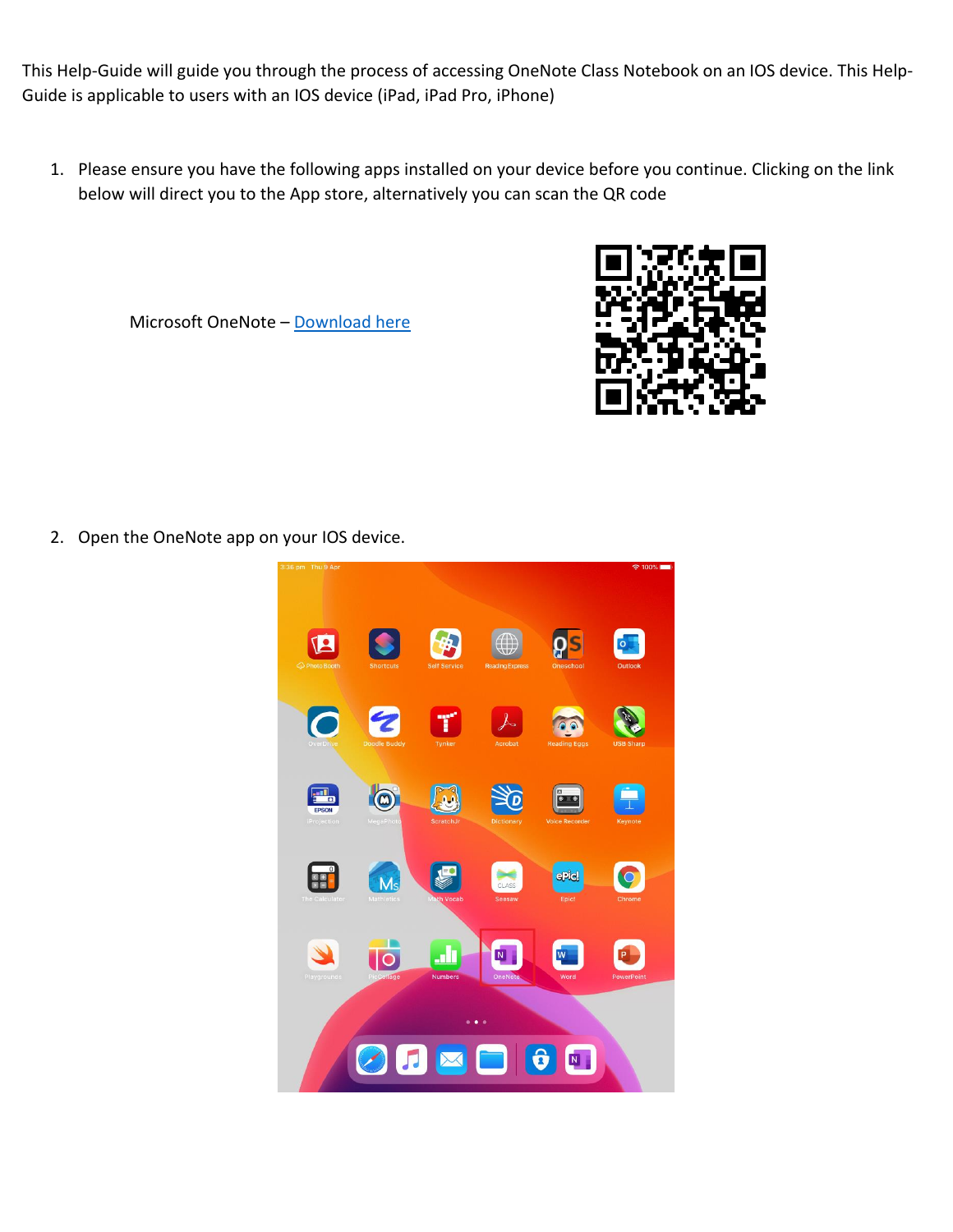This Help-Guide will guide you through the process of accessing OneNote Class Notebook on an IOS device. This Help-Guide is applicable to users with an IOS device (iPad, iPad Pro, iPhone)

1. Please ensure you have the following apps installed on your device before you continue. Clicking on the link below will direct you to the App store, alternatively you can scan the QR code

   Microsoft OneNote – Download here

2. Open the OneNote app on your IOS device.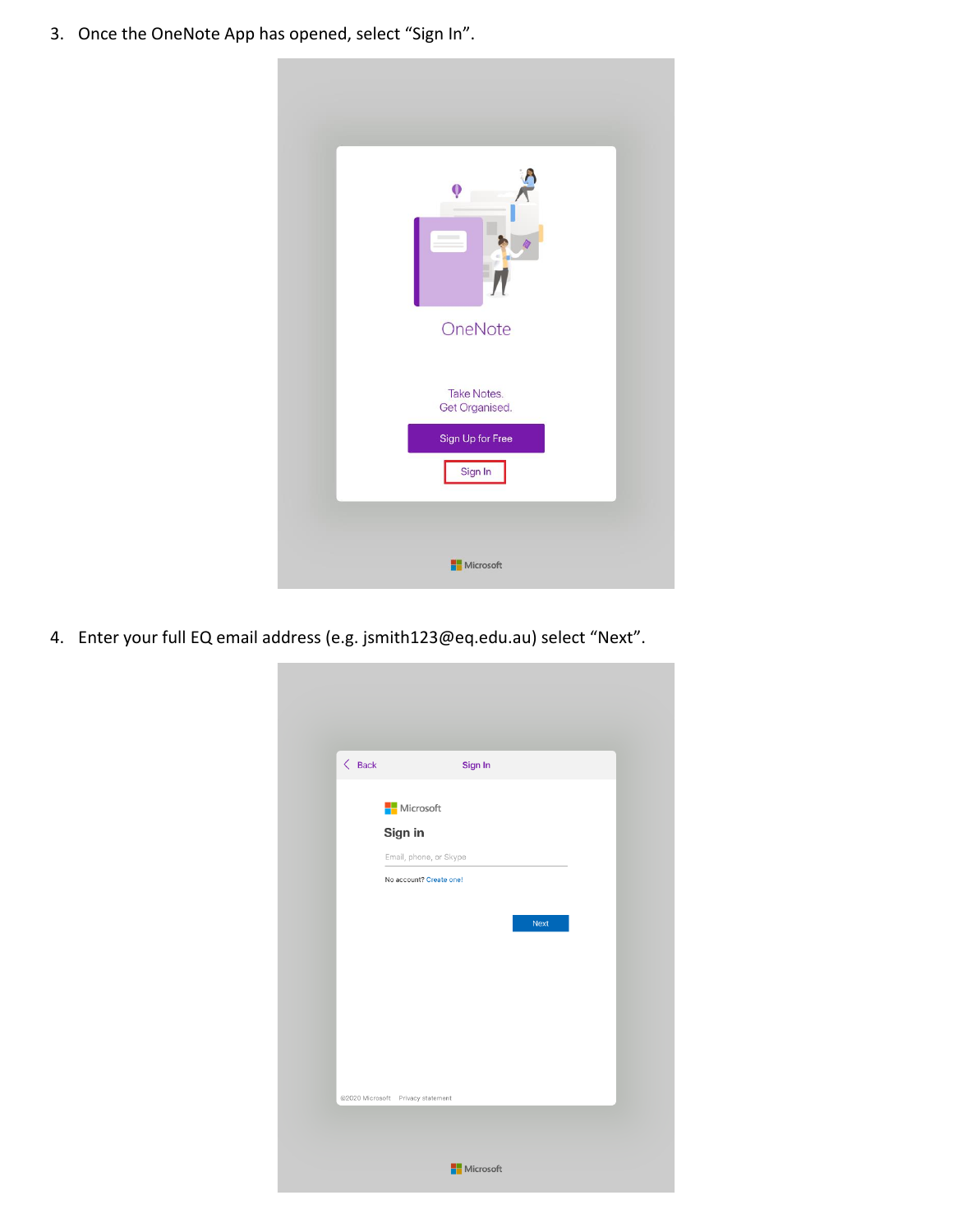3. Once the OneNote App has opened, select "Sign In".

4. Enter your full EQ email address (e.g. jsmith123@eq.edu.au) select "Next".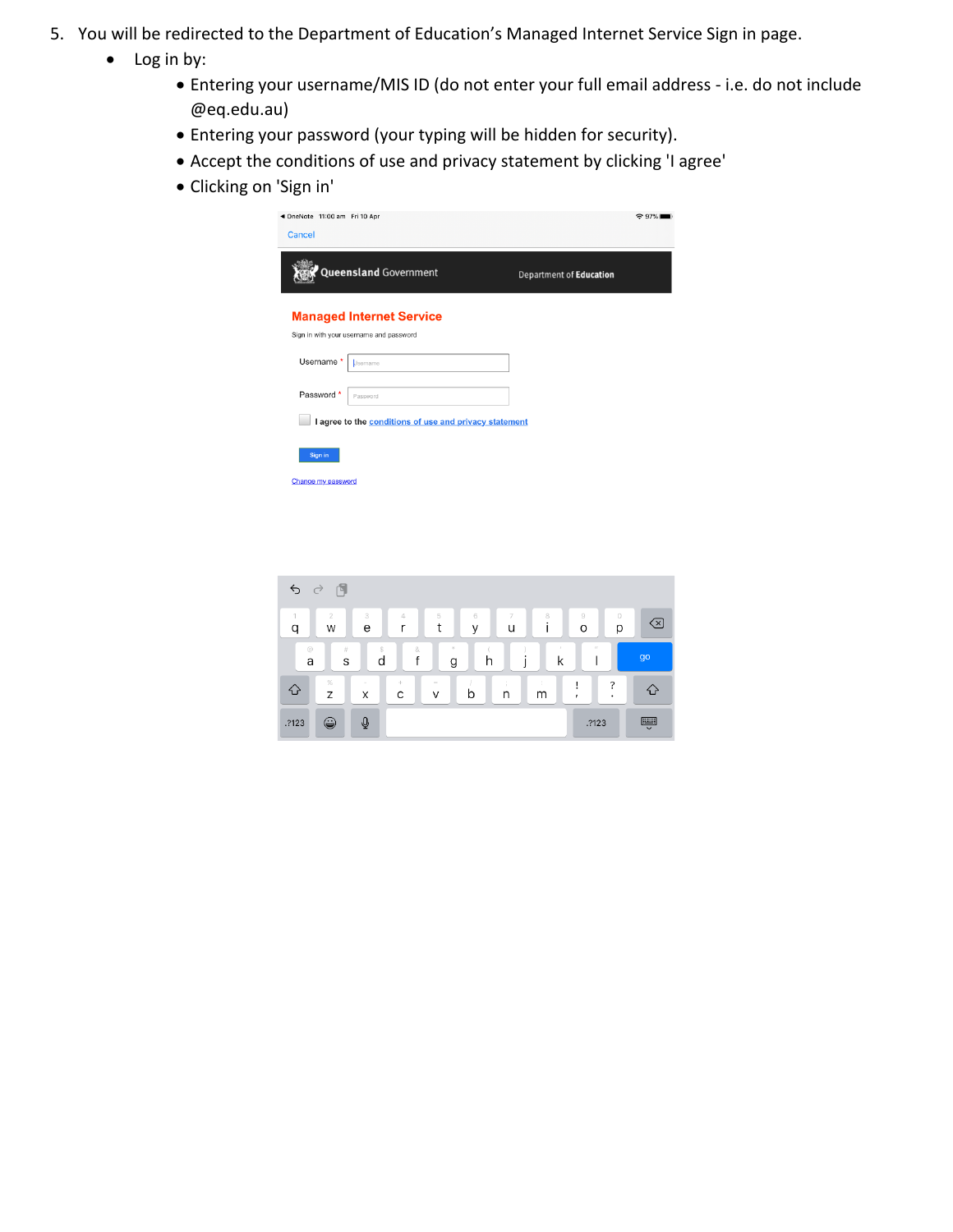5. You will be redirected to the Department of Education's Managed Internet Service Sign in page.
    - Log in by:
        - Entering your username/MIS ID (do not enter your full email address - i.e. do not include @eq.edu.au)
        - Entering your password (your typing will be hidden for security).
        - Accept the conditions of use and privacy statement by clicking 'I agree'
        - Clicking on 'Sign in'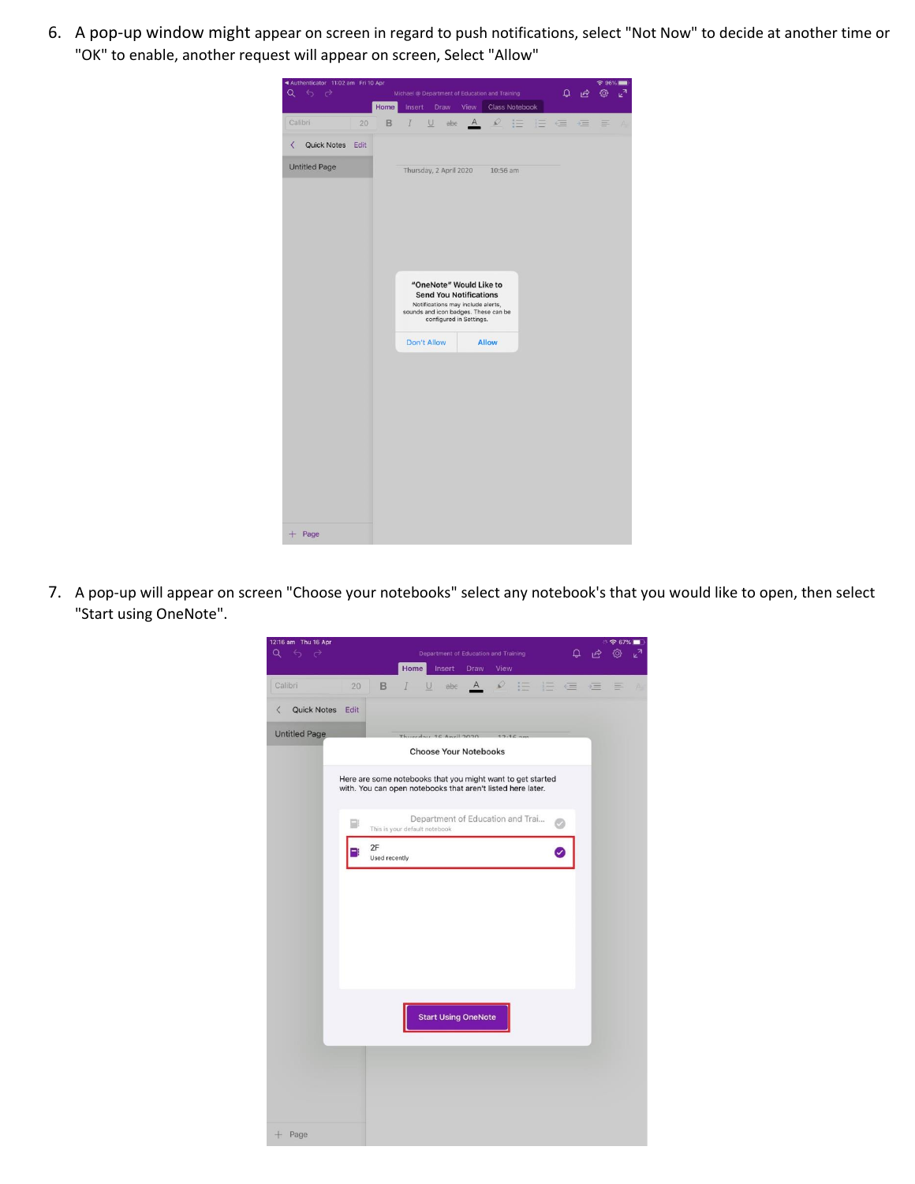6. A pop-up window might appear on screen in regard to push notifications, select "Not Now" to decide at another time or "OK" to enable, another request will appear on screen, Select "Allow"

7. A pop-up will appear on screen "Choose your notebooks" select any notebook's that you would like to open, then select "Start using OneNote".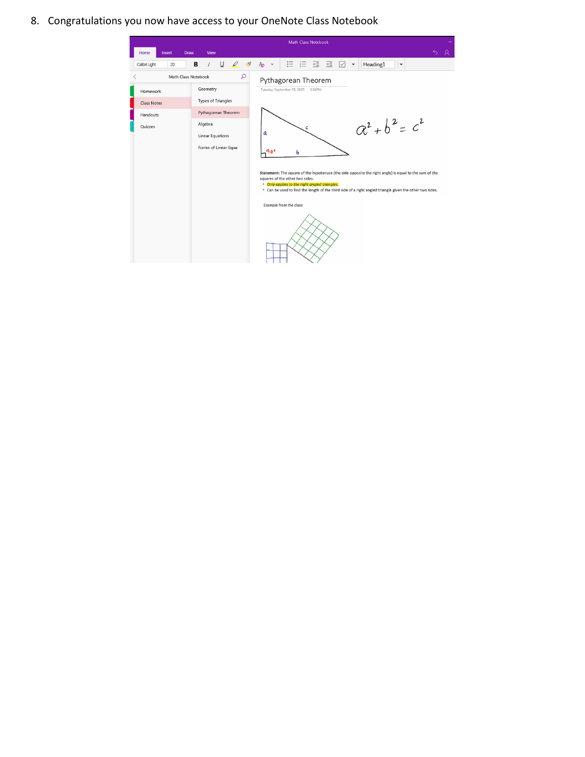8. Congratulations you now have access to your OneNote Class Notebook